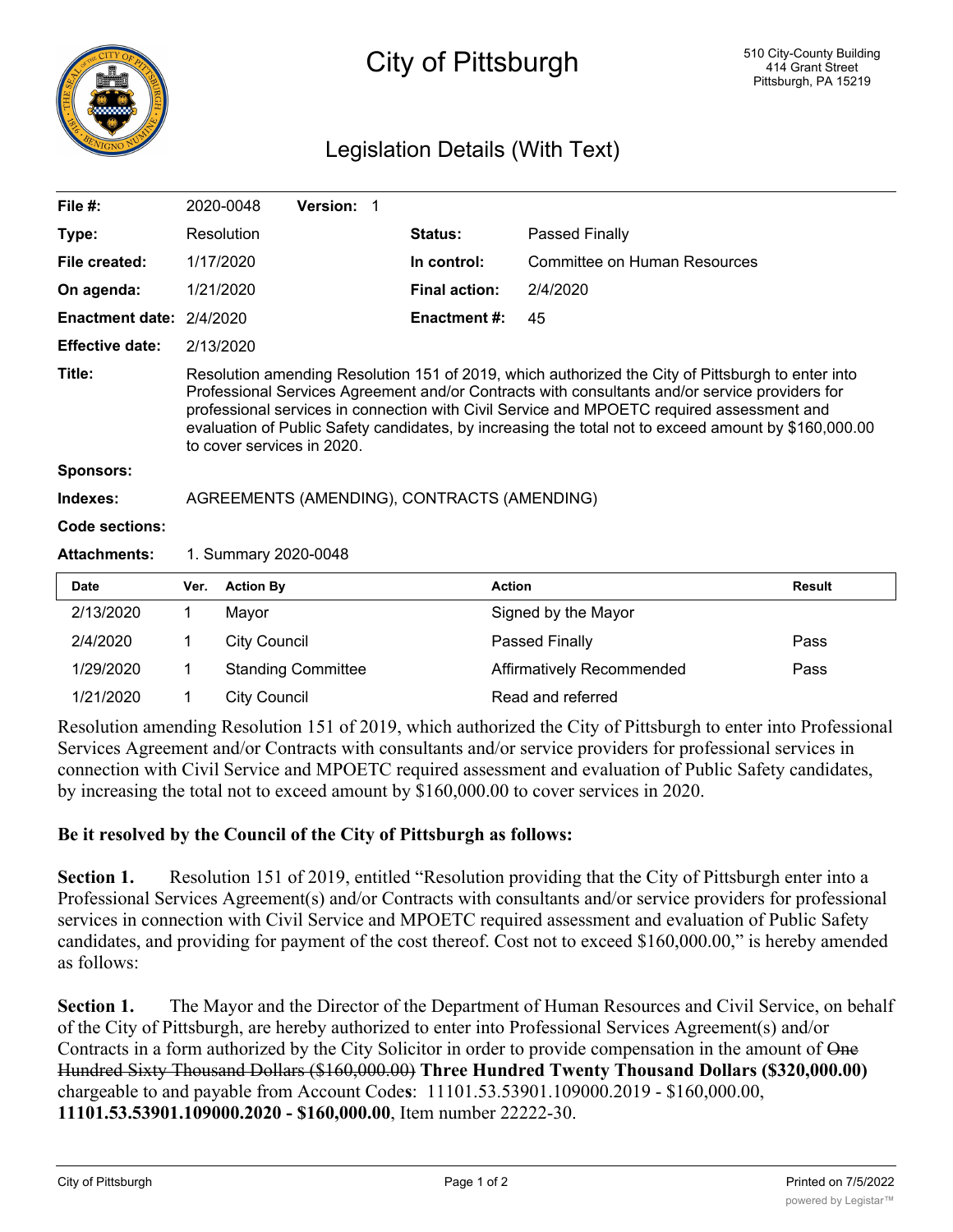# City of Pittsburgh

510 City-County Building
414 Grant Street
Pittsburgh, PA 15219

## Legislation Details (With Text)

| | | | |
|---|---|---|---|
| **File #:** | 2020-0048 **Version:** 1 | | |
| **Type:** | Resolution | **Status:** | Passed Finally |
| **File created:** | 1/17/2020 | **In control:** | Committee on Human Resources |
| **On agenda:** | 1/21/2020 | **Final action:** | 2/4/2020 |
| **Enactment date:** | 2/4/2020 | **Enactment #:** | 45 |
| **Effective date:** | 2/13/2020 | | |

**Title:** Resolution amending Resolution 151 of 2019, which authorized the City of Pittsburgh to enter into Professional Services Agreement and/or Contracts with consultants and/or service providers for professional services in connection with Civil Service and MPOETC required assessment and evaluation of Public Safety candidates, by increasing the total not to exceed amount by $160,000.00 to cover services in 2020.

**Sponsors:**

**Indexes:** AGREEMENTS (AMENDING), CONTRACTS (AMENDING)

**Code sections:**

**Attachments:** 1. Summary 2020-0048

| Date | Ver. | Action By | Action | Result |
|---|---|---|---|---|
| 2/13/2020 | 1 | Mayor | Signed by the Mayor | |
| 2/4/2020 | 1 | City Council | Passed Finally | Pass |
| 1/29/2020 | 1 | Standing Committee | Affirmatively Recommended | Pass |
| 1/21/2020 | 1 | City Council | Read and referred | |

Resolution amending Resolution 151 of 2019, which authorized the City of Pittsburgh to enter into Professional Services Agreement and/or Contracts with consultants and/or service providers for professional services in connection with Civil Service and MPOETC required assessment and evaluation of Public Safety candidates, by increasing the total not to exceed amount by $160,000.00 to cover services in 2020.

**Be it resolved by the Council of the City of Pittsburgh as follows:**

**Section 1.** Resolution 151 of 2019, entitled "Resolution providing that the City of Pittsburgh enter into a Professional Services Agreement(s) and/or Contracts with consultants and/or service providers for professional services in connection with Civil Service and MPOETC required assessment and evaluation of Public Safety candidates, and providing for payment of the cost thereof. Cost not to exceed $160,000.00," is hereby amended as follows:

**Section 1.** The Mayor and the Director of the Department of Human Resources and Civil Service, on behalf of the City of Pittsburgh, are hereby authorized to enter into Professional Services Agreement(s) and/or Contracts in a form authorized by the City Solicitor in order to provide compensation in the amount of ~~One Hundred Sixty Thousand Dollars ($160,000.00)~~ **Three Hundred Twenty Thousand Dollars ($320,000.00)** chargeable to and payable from Account Code**s**: 11101.53.53901.109000.2019 - $160,000.00, **11101.53.53901.109000.2020 - $160,000.00**, Item number 22222-30.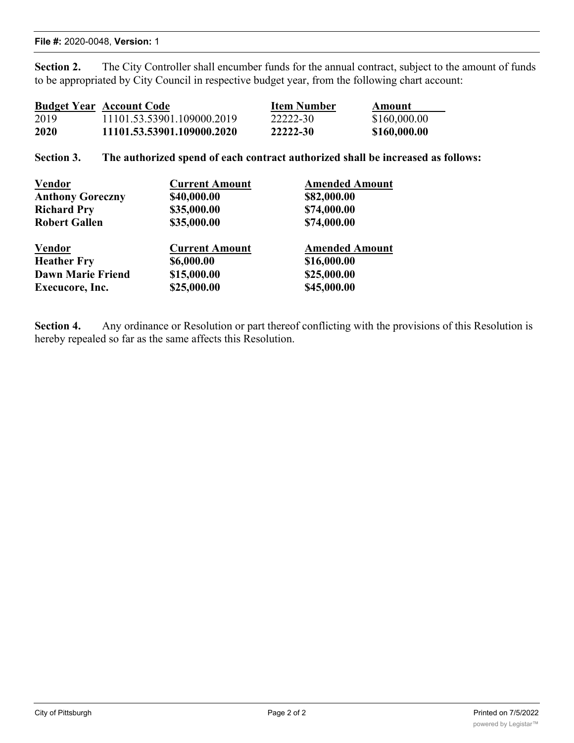**Section 2.** The City Controller shall encumber funds for the annual contract, subject to the amount of funds to be appropriated by City Council in respective budget year, from the following chart account:

| Budget Year | Account Code | Item Number | Amount |
|---|---|---|---|
| 2019 | 11101.53.53901.109000.2019 | 22222-30 | $160,000.00 |
| **2020** | **11101.53.53901.109000.2020** | **22222-30** | **$160,000.00** |

**Section 3. The authorized spend of each contract authorized shall be increased as follows:**

| Vendor | Current Amount | Amended Amount |
|---|---|---|
| **Anthony Goreczny** | **$40,000.00** | **$82,000.00** |
| **Richard Pry** | **$35,000.00** | **$74,000.00** |
| **Robert Gallen** | **$35,000.00** | **$74,000.00** |

| Vendor | Current Amount | Amended Amount |
|---|---|---|
| **Heather Fry** | **$6,000.00** | **$16,000.00** |
| **Dawn Marie Friend** | **$15,000.00** | **$25,000.00** |
| **Execucore, Inc.** | **$25,000.00** | **$45,000.00** |

**Section 4.** Any ordinance or Resolution or part thereof conflicting with the provisions of this Resolution is hereby repealed so far as the same affects this Resolution.